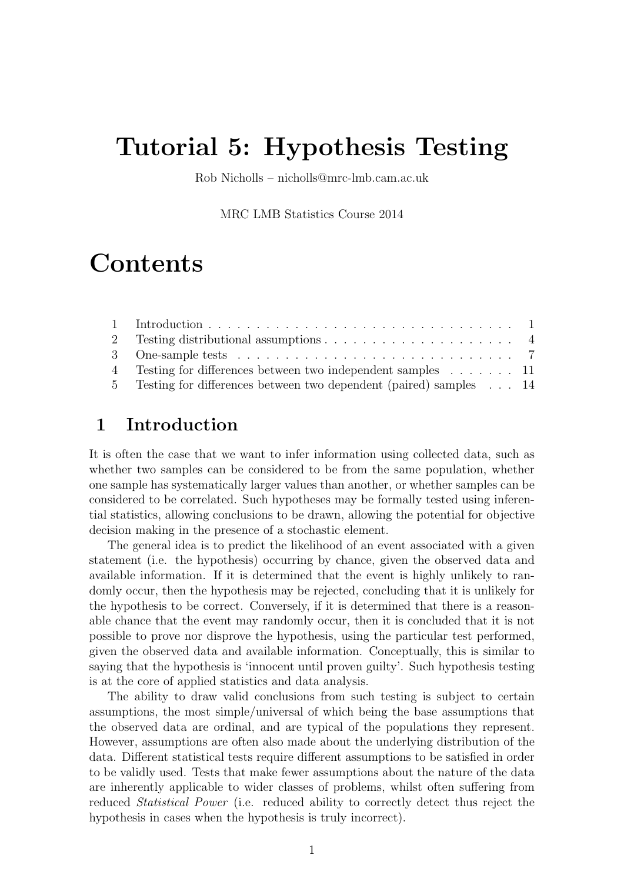# Tutorial 5: Hypothesis Testing

Rob Nicholls – nicholls@mrc-lmb.cam.ac.uk

MRC LMB Statistics Course 2014

# Contents

| | | |
|---|---|---|
| 1 | Introduction | 1 |
| 2 | Testing distributional assumptions | 4 |
| 3 | One-sample tests | 7 |
| 4 | Testing for differences between two independent samples | 11 |
| 5 | Testing for differences between two dependent (paired) samples | 14 |

## 1 Introduction

It is often the case that we want to infer information using collected data, such as whether two samples can be considered to be from the same population, whether one sample has systematically larger values than another, or whether samples can be considered to be correlated. Such hypotheses may be formally tested using inferential statistics, allowing conclusions to be drawn, allowing the potential for objective decision making in the presence of a stochastic element.

The general idea is to predict the likelihood of an event associated with a given statement (i.e. the hypothesis) occurring by chance, given the observed data and available information. If it is determined that the event is highly unlikely to randomly occur, then the hypothesis may be rejected, concluding that it is unlikely for the hypothesis to be correct. Conversely, if it is determined that there is a reasonable chance that the event may randomly occur, then it is concluded that it is not possible to prove nor disprove the hypothesis, using the particular test performed, given the observed data and available information. Conceptually, this is similar to saying that the hypothesis is 'innocent until proven guilty'. Such hypothesis testing is at the core of applied statistics and data analysis.

The ability to draw valid conclusions from such testing is subject to certain assumptions, the most simple/universal of which being the base assumptions that the observed data are ordinal, and are typical of the populations they represent. However, assumptions are often also made about the underlying distribution of the data. Different statistical tests require different assumptions to be satisfied in order to be validly used. Tests that make fewer assumptions about the nature of the data are inherently applicable to wider classes of problems, whilst often suffering from reduced *Statistical Power* (i.e. reduced ability to correctly detect thus reject the hypothesis in cases when the hypothesis is truly incorrect).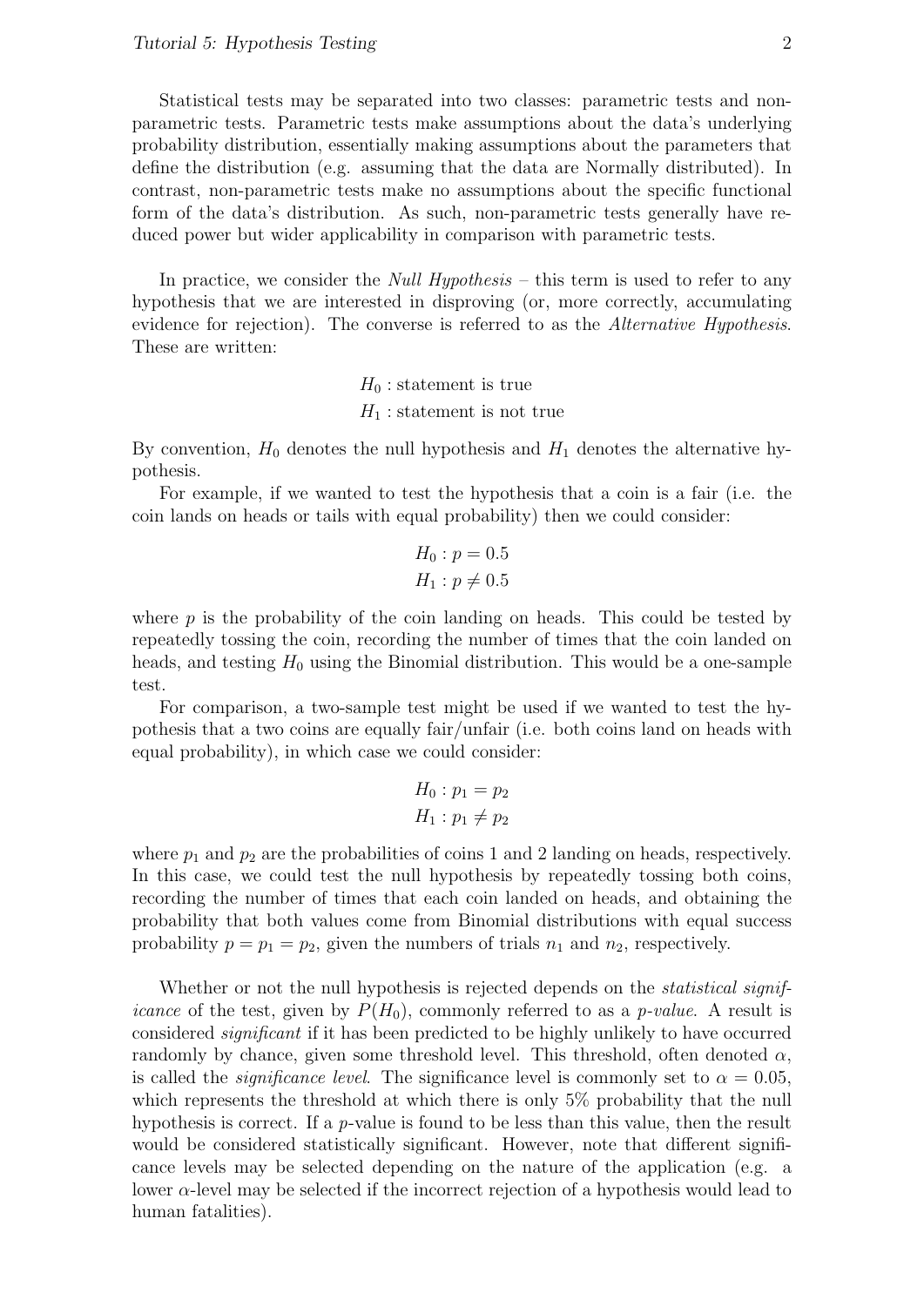Statistical tests may be separated into two classes: parametric tests and non-parametric tests. Parametric tests make assumptions about the data's underlying probability distribution, essentially making assumptions about the parameters that define the distribution (e.g. assuming that the data are Normally distributed). In contrast, non-parametric tests make no assumptions about the specific functional form of the data's distribution. As such, non-parametric tests generally have reduced power but wider applicability in comparison with parametric tests.

In practice, we consider the *Null Hypothesis* – this term is used to refer to any hypothesis that we are interested in disproving (or, more correctly, accumulating evidence for rejection). The converse is referred to as the *Alternative Hypothesis*. These are written:

$$H_0 : \text{statement is true}$$
$$H_1 : \text{statement is not true}$$

By convention, $H_0$ denotes the null hypothesis and $H_1$ denotes the alternative hypothesis.

For example, if we wanted to test the hypothesis that a coin is a fair (i.e. the coin lands on heads or tails with equal probability) then we could consider:

$$H_0 : p = 0.5$$
$$H_1 : p \neq 0.5$$

where $p$ is the probability of the coin landing on heads. This could be tested by repeatedly tossing the coin, recording the number of times that the coin landed on heads, and testing $H_0$ using the Binomial distribution. This would be a one-sample test.

For comparison, a two-sample test might be used if we wanted to test the hypothesis that a two coins are equally fair/unfair (i.e. both coins land on heads with equal probability), in which case we could consider:

$$H_0 : p_1 = p_2$$
$$H_1 : p_1 \neq p_2$$

where $p_1$ and $p_2$ are the probabilities of coins 1 and 2 landing on heads, respectively. In this case, we could test the null hypothesis by repeatedly tossing both coins, recording the number of times that each coin landed on heads, and obtaining the probability that both values come from Binomial distributions with equal success probability $p = p_1 = p_2$, given the numbers of trials $n_1$ and $n_2$, respectively.

Whether or not the null hypothesis is rejected depends on the *statistical significance* of the test, given by $P(H_0)$, commonly referred to as a *p-value*. A result is considered *significant* if it has been predicted to be highly unlikely to have occurred randomly by chance, given some threshold level. This threshold, often denoted $\alpha$, is called the *significance level*. The significance level is commonly set to $\alpha = 0.05$, which represents the threshold at which there is only 5% probability that the null hypothesis is correct. If a $p$-value is found to be less than this value, then the result would be considered statistically significant. However, note that different significance levels may be selected depending on the nature of the application (e.g. a lower $\alpha$-level may be selected if the incorrect rejection of a hypothesis would lead to human fatalities).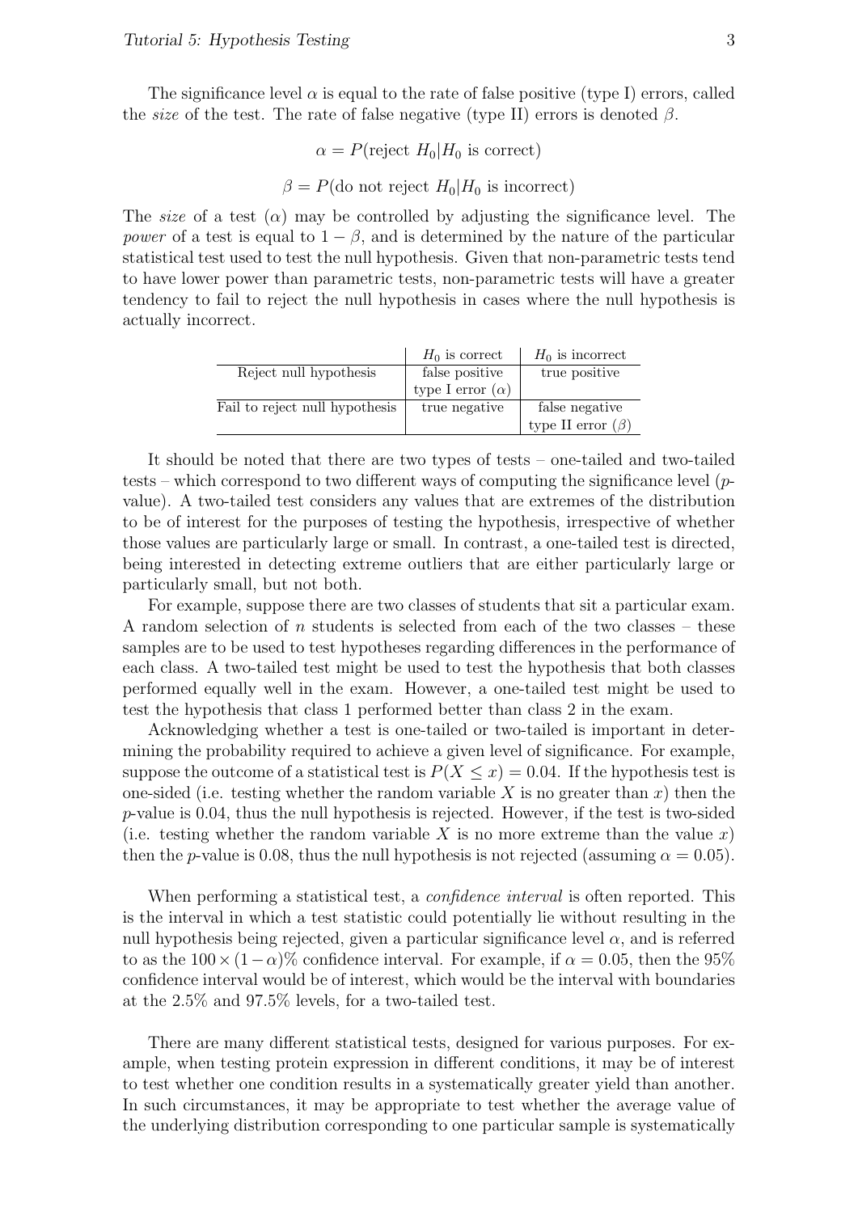The significance level $\alpha$ is equal to the rate of false positive (type I) errors, called the *size* of the test. The rate of false negative (type II) errors is denoted $\beta$.

$$\alpha = P(\text{reject } H_0 | H_0 \text{ is correct})$$

$$\beta = P(\text{do not reject } H_0 | H_0 \text{ is incorrect})$$

The *size* of a test ($\alpha$) may be controlled by adjusting the significance level. The *power* of a test is equal to $1 - \beta$, and is determined by the nature of the particular statistical test used to test the null hypothesis. Given that non-parametric tests tend to have lower power than parametric tests, non-parametric tests will have a greater tendency to fail to reject the null hypothesis in cases where the null hypothesis is actually incorrect.

| | $H_0$ is correct | $H_0$ is incorrect |
|---|---|---|
| Reject null hypothesis | false positive type I error ($\alpha$) | true positive |
| Fail to reject null hypothesis | true negative | false negative type II error ($\beta$) |

It should be noted that there are two types of tests – one-tailed and two-tailed tests – which correspond to two different ways of computing the significance level ($p$-value). A two-tailed test considers any values that are extremes of the distribution to be of interest for the purposes of testing the hypothesis, irrespective of whether those values are particularly large or small. In contrast, a one-tailed test is directed, being interested in detecting extreme outliers that are either particularly large or particularly small, but not both.

For example, suppose there are two classes of students that sit a particular exam. A random selection of $n$ students is selected from each of the two classes – these samples are to be used to test hypotheses regarding differences in the performance of each class. A two-tailed test might be used to test the hypothesis that both classes performed equally well in the exam. However, a one-tailed test might be used to test the hypothesis that class 1 performed better than class 2 in the exam.

Acknowledging whether a test is one-tailed or two-tailed is important in determining the probability required to achieve a given level of significance. For example, suppose the outcome of a statistical test is $P(X \leq x) = 0.04$. If the hypothesis test is one-sided (i.e. testing whether the random variable $X$ is no greater than $x$) then the $p$-value is 0.04, thus the null hypothesis is rejected. However, if the test is two-sided (i.e. testing whether the random variable $X$ is no more extreme than the value $x$) then the $p$-value is 0.08, thus the null hypothesis is not rejected (assuming $\alpha = 0.05$).

When performing a statistical test, a *confidence interval* is often reported. This is the interval in which a test statistic could potentially lie without resulting in the null hypothesis being rejected, given a particular significance level $\alpha$, and is referred to as the $100 \times (1 - \alpha)\%$ confidence interval. For example, if $\alpha = 0.05$, then the 95% confidence interval would be of interest, which would be the interval with boundaries at the 2.5% and 97.5% levels, for a two-tailed test.

There are many different statistical tests, designed for various purposes. For example, when testing protein expression in different conditions, it may be of interest to test whether one condition results in a systematically greater yield than another. In such circumstances, it may be appropriate to test whether the average value of the underlying distribution corresponding to one particular sample is systematically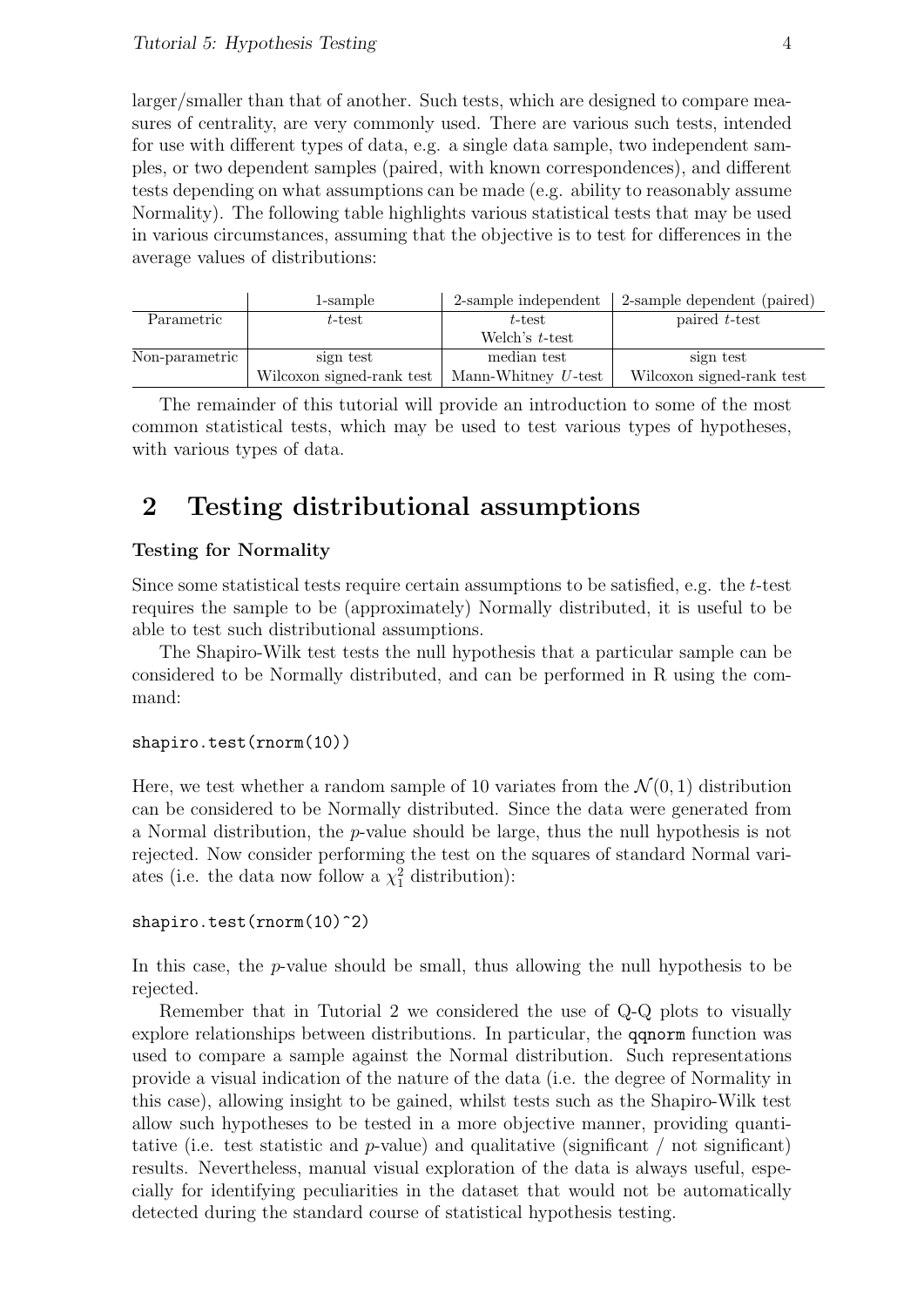larger/smaller than that of another. Such tests, which are designed to compare measures of centrality, are very commonly used. There are various such tests, intended for use with different types of data, e.g. a single data sample, two independent samples, or two dependent samples (paired, with known correspondences), and different tests depending on what assumptions can be made (e.g. ability to reasonably assume Normality). The following table highlights various statistical tests that may be used in various circumstances, assuming that the objective is to test for differences in the average values of distributions:

| | 1-sample | 2-sample independent | 2-sample dependent (paired) |
|---|---|---|---|
| Parametric | $t$-test | $t$-test | paired $t$-test |
| | | Welch's $t$-test | |
| Non-parametric | sign test | median test | sign test |
| | Wilcoxon signed-rank test | Mann-Whitney $U$-test | Wilcoxon signed-rank test |

The remainder of this tutorial will provide an introduction to some of the most common statistical tests, which may be used to test various types of hypotheses, with various types of data.

## 2 Testing distributional assumptions

**Testing for Normality**

Since some statistical tests require certain assumptions to be satisfied, e.g. the $t$-test requires the sample to be (approximately) Normally distributed, it is useful to be able to test such distributional assumptions.

The Shapiro-Wilk test tests the null hypothesis that a particular sample can be considered to be Normally distributed, and can be performed in R using the command:

```
shapiro.test(rnorm(10))
```

Here, we test whether a random sample of 10 variates from the $\mathcal{N}(0,1)$ distribution can be considered to be Normally distributed. Since the data were generated from a Normal distribution, the $p$-value should be large, thus the null hypothesis is not rejected. Now consider performing the test on the squares of standard Normal variates (i.e. the data now follow a $\chi^2_1$ distribution):

```
shapiro.test(rnorm(10)^2)
```

In this case, the $p$-value should be small, thus allowing the null hypothesis to be rejected.

Remember that in Tutorial 2 we considered the use of Q-Q plots to visually explore relationships between distributions. In particular, the `qqnorm` function was used to compare a sample against the Normal distribution. Such representations provide a visual indication of the nature of the data (i.e. the degree of Normality in this case), allowing insight to be gained, whilst tests such as the Shapiro-Wilk test allow such hypotheses to be tested in a more objective manner, providing quantitative (i.e. test statistic and $p$-value) and qualitative (significant / not significant) results. Nevertheless, manual visual exploration of the data is always useful, especially for identifying peculiarities in the dataset that would not be automatically detected during the standard course of statistical hypothesis testing.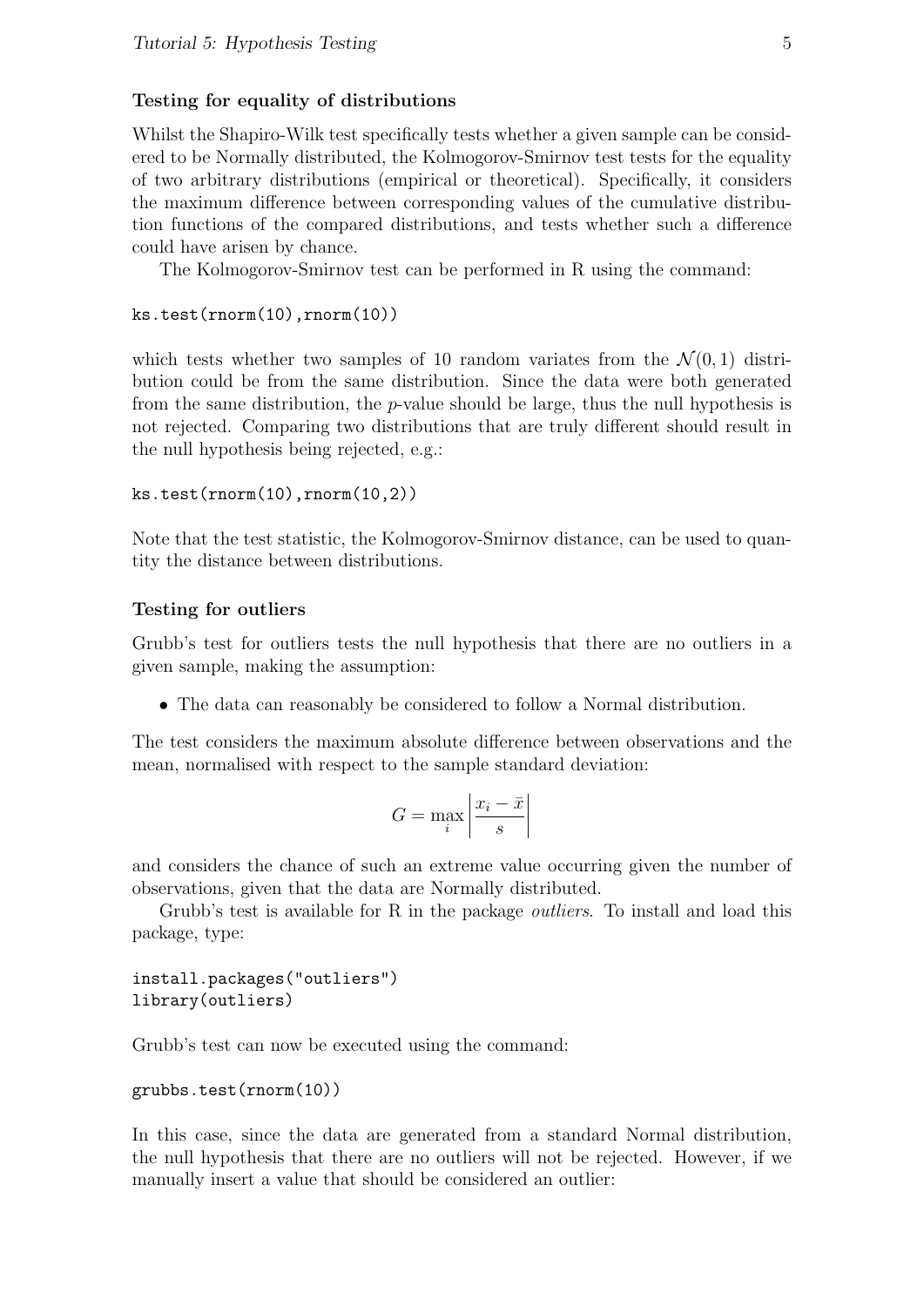### Testing for equality of distributions

Whilst the Shapiro-Wilk test specifically tests whether a given sample can be considered to be Normally distributed, the Kolmogorov-Smirnov test tests for the equality of two arbitrary distributions (empirical or theoretical). Specifically, it considers the maximum difference between corresponding values of the cumulative distribution functions of the compared distributions, and tests whether such a difference could have arisen by chance.

The Kolmogorov-Smirnov test can be performed in R using the command:

```
ks.test(rnorm(10),rnorm(10))
```

which tests whether two samples of 10 random variates from the $\mathcal{N}(0, 1)$ distribution could be from the same distribution. Since the data were both generated from the same distribution, the $p$-value should be large, thus the null hypothesis is not rejected. Comparing two distributions that are truly different should result in the null hypothesis being rejected, e.g.:

```
ks.test(rnorm(10),rnorm(10,2))
```

Note that the test statistic, the Kolmogorov-Smirnov distance, can be used to quantity the distance between distributions.

### Testing for outliers

Grubb's test for outliers tests the null hypothesis that there are no outliers in a given sample, making the assumption:

- The data can reasonably be considered to follow a Normal distribution.

The test considers the maximum absolute difference between observations and the mean, normalised with respect to the sample standard deviation:

$$G = \max_i \left| \frac{x_i - \bar{x}}{s} \right|$$

and considers the chance of such an extreme value occurring given the number of observations, given that the data are Normally distributed.

Grubb's test is available for R in the package *outliers*. To install and load this package, type:

```
install.packages("outliers")
library(outliers)
```

Grubb's test can now be executed using the command:

```
grubbs.test(rnorm(10))
```

In this case, since the data are generated from a standard Normal distribution, the null hypothesis that there are no outliers will not be rejected. However, if we manually insert a value that should be considered an outlier: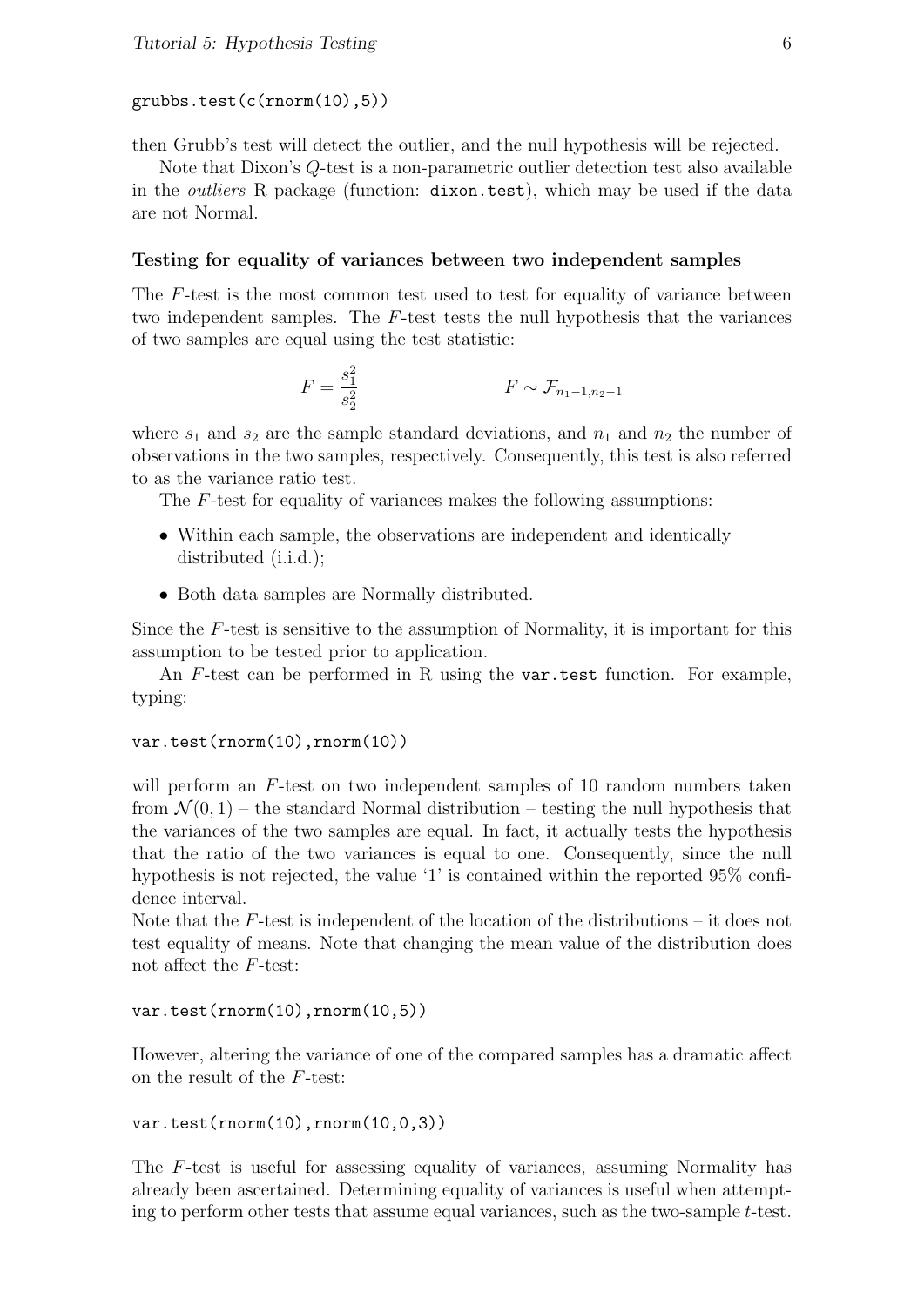```
grubbs.test(c(rnorm(10),5))
```

then Grubb's test will detect the outlier, and the null hypothesis will be rejected.

Note that Dixon's $Q$-test is a non-parametric outlier detection test also available in the *outliers* R package (function: `dixon.test`), which may be used if the data are not Normal.

### Testing for equality of variances between two independent samples

The $F$-test is the most common test used to test for equality of variance between two independent samples. The $F$-test tests the null hypothesis that the variances of two samples are equal using the test statistic:

$$F = \frac{s_1^2}{s_2^2} \qquad\qquad F \sim \mathcal{F}_{n_1-1,n_2-1}$$

where $s_1$ and $s_2$ are the sample standard deviations, and $n_1$ and $n_2$ the number of observations in the two samples, respectively. Consequently, this test is also referred to as the variance ratio test.

The $F$-test for equality of variances makes the following assumptions:

- Within each sample, the observations are independent and identically distributed (i.i.d.);
- Both data samples are Normally distributed.

Since the $F$-test is sensitive to the assumption of Normality, it is important for this assumption to be tested prior to application.

An $F$-test can be performed in R using the `var.test` function. For example, typing:

```
var.test(rnorm(10),rnorm(10))
```

will perform an $F$-test on two independent samples of 10 random numbers taken from $\mathcal{N}(0, 1)$ – the standard Normal distribution – testing the null hypothesis that the variances of the two samples are equal. In fact, it actually tests the hypothesis that the ratio of the two variances is equal to one. Consequently, since the null hypothesis is not rejected, the value '1' is contained within the reported 95% confidence interval.

Note that the $F$-test is independent of the location of the distributions – it does not test equality of means. Note that changing the mean value of the distribution does not affect the $F$-test:

```
var.test(rnorm(10),rnorm(10,5))
```

However, altering the variance of one of the compared samples has a dramatic affect on the result of the $F$-test:

```
var.test(rnorm(10),rnorm(10,0,3))
```

The $F$-test is useful for assessing equality of variances, assuming Normality has already been ascertained. Determining equality of variances is useful when attempting to perform other tests that assume equal variances, such as the two-sample $t$-test.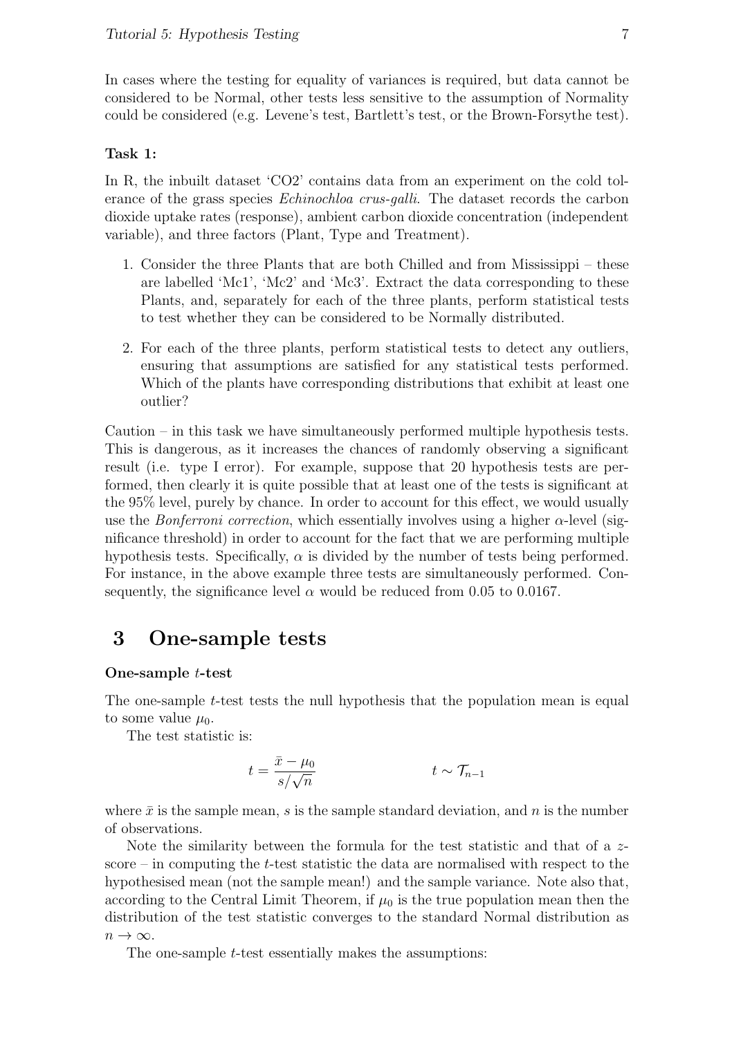In cases where the testing for equality of variances is required, but data cannot be considered to be Normal, other tests less sensitive to the assumption of Normality could be considered (e.g. Levene's test, Bartlett's test, or the Brown-Forsythe test).

**Task 1:**

In R, the inbuilt dataset 'CO2' contains data from an experiment on the cold tolerance of the grass species *Echinochloa crus-galli*. The dataset records the carbon dioxide uptake rates (response), ambient carbon dioxide concentration (independent variable), and three factors (Plant, Type and Treatment).

1. Consider the three Plants that are both Chilled and from Mississippi – these are labelled 'Mc1', 'Mc2' and 'Mc3'. Extract the data corresponding to these Plants, and, separately for each of the three plants, perform statistical tests to test whether they can be considered to be Normally distributed.

2. For each of the three plants, perform statistical tests to detect any outliers, ensuring that assumptions are satisfied for any statistical tests performed. Which of the plants have corresponding distributions that exhibit at least one outlier?

Caution – in this task we have simultaneously performed multiple hypothesis tests. This is dangerous, as it increases the chances of randomly observing a significant result (i.e. type I error). For example, suppose that 20 hypothesis tests are performed, then clearly it is quite possible that at least one of the tests is significant at the 95% level, purely by chance. In order to account for this effect, we would usually use the *Bonferroni correction*, which essentially involves using a higher $\alpha$-level (significance threshold) in order to account for the fact that we are performing multiple hypothesis tests. Specifically, $\alpha$ is divided by the number of tests being performed. For instance, in the above example three tests are simultaneously performed. Consequently, the significance level $\alpha$ would be reduced from 0.05 to 0.0167.

# 3 One-sample tests

**One-sample $t$-test**

The one-sample $t$-test tests the null hypothesis that the population mean is equal to some value $\mu_0$.

The test statistic is:

$$t = \frac{\bar{x} - \mu_0}{s/\sqrt{n}} \qquad\qquad t \sim \mathcal{T}_{n-1}$$

where $\bar{x}$ is the sample mean, $s$ is the sample standard deviation, and $n$ is the number of observations.

Note the similarity between the formula for the test statistic and that of a $z$-score – in computing the $t$-test statistic the data are normalised with respect to the hypothesised mean (not the sample mean!) and the sample variance. Note also that, according to the Central Limit Theorem, if $\mu_0$ is the true population mean then the distribution of the test statistic converges to the standard Normal distribution as $n \to \infty$.

The one-sample $t$-test essentially makes the assumptions: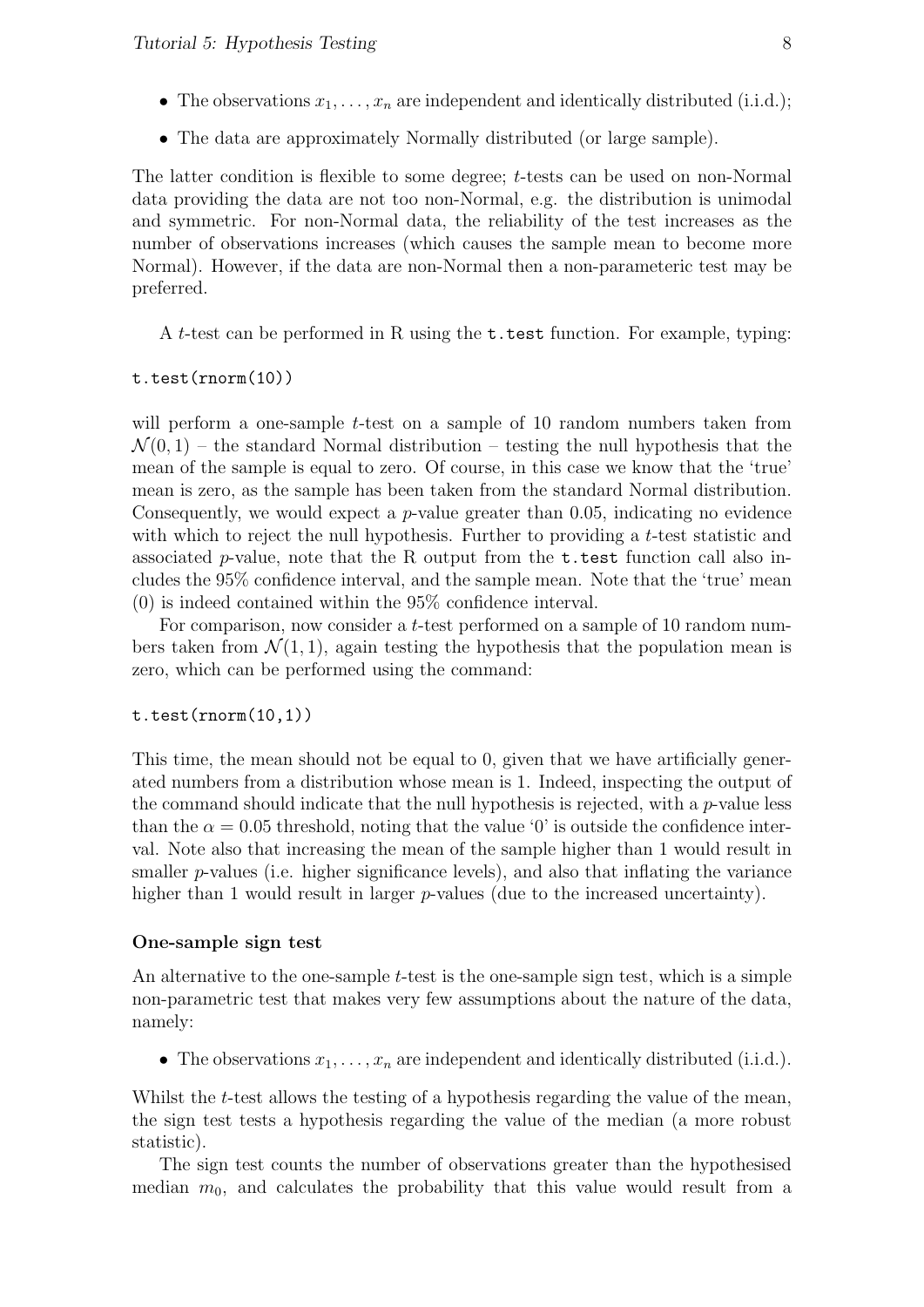- The observations $x_1, \ldots, x_n$ are independent and identically distributed (i.i.d.);
- The data are approximately Normally distributed (or large sample).

The latter condition is flexible to some degree; $t$-tests can be used on non-Normal data providing the data are not too non-Normal, e.g. the distribution is unimodal and symmetric. For non-Normal data, the reliability of the test increases as the number of observations increases (which causes the sample mean to become more Normal). However, if the data are non-Normal then a non-parameteric test may be preferred.

A $t$-test can be performed in R using the `t.test` function. For example, typing:

```
t.test(rnorm(10))
```

will perform a one-sample $t$-test on a sample of 10 random numbers taken from $\mathcal{N}(0, 1)$ – the standard Normal distribution – testing the null hypothesis that the mean of the sample is equal to zero. Of course, in this case we know that the 'true' mean is zero, as the sample has been taken from the standard Normal distribution. Consequently, we would expect a $p$-value greater than 0.05, indicating no evidence with which to reject the null hypothesis. Further to providing a $t$-test statistic and associated $p$-value, note that the R output from the `t.test` function call also includes the 95% confidence interval, and the sample mean. Note that the 'true' mean (0) is indeed contained within the 95% confidence interval.

For comparison, now consider a $t$-test performed on a sample of 10 random numbers taken from $\mathcal{N}(1, 1)$, again testing the hypothesis that the population mean is zero, which can be performed using the command:

```
t.test(rnorm(10,1))
```

This time, the mean should not be equal to 0, given that we have artificially generated numbers from a distribution whose mean is 1. Indeed, inspecting the output of the command should indicate that the null hypothesis is rejected, with a $p$-value less than the $\alpha = 0.05$ threshold, noting that the value '0' is outside the confidence interval. Note also that increasing the mean of the sample higher than 1 would result in smaller $p$-values (i.e. higher significance levels), and also that inflating the variance higher than 1 would result in larger $p$-values (due to the increased uncertainty).

**One-sample sign test**

An alternative to the one-sample $t$-test is the one-sample sign test, which is a simple non-parametric test that makes very few assumptions about the nature of the data, namely:

- The observations $x_1, \ldots, x_n$ are independent and identically distributed (i.i.d.).

Whilst the $t$-test allows the testing of a hypothesis regarding the value of the mean, the sign test tests a hypothesis regarding the value of the median (a more robust statistic).

The sign test counts the number of observations greater than the hypothesised median $m_0$, and calculates the probability that this value would result from a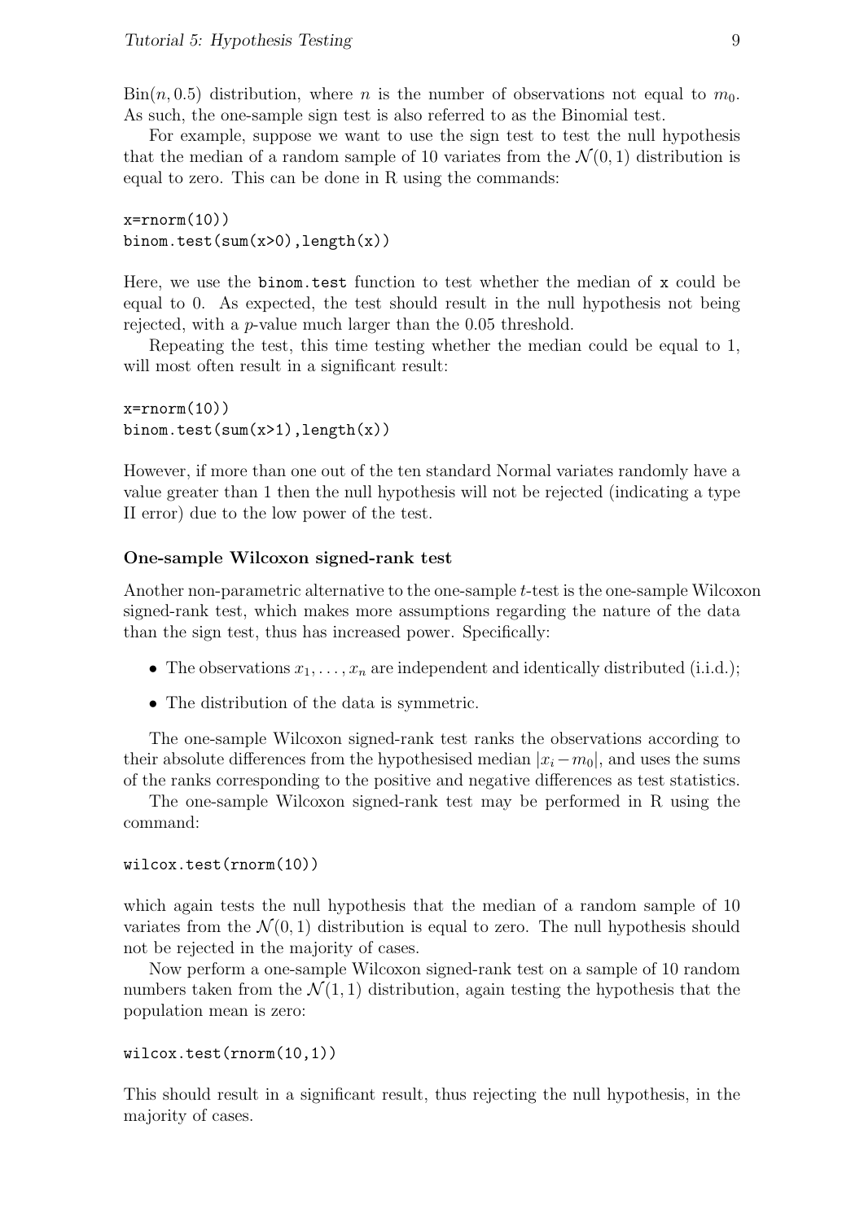$\text{Bin}(n, 0.5)$ distribution, where $n$ is the number of observations not equal to $m_0$. As such, the one-sample sign test is also referred to as the Binomial test.

For example, suppose we want to use the sign test to test the null hypothesis that the median of a random sample of 10 variates from the $\mathcal{N}(0, 1)$ distribution is equal to zero. This can be done in R using the commands:

```
x=rnorm(10))
binom.test(sum(x>0),length(x))
```

Here, we use the `binom.test` function to test whether the median of `x` could be equal to 0. As expected, the test should result in the null hypothesis not being rejected, with a $p$-value much larger than the 0.05 threshold.

Repeating the test, this time testing whether the median could be equal to 1, will most often result in a significant result:

```
x=rnorm(10))
binom.test(sum(x>1),length(x))
```

However, if more than one out of the ten standard Normal variates randomly have a value greater than 1 then the null hypothesis will not be rejected (indicating a type II error) due to the low power of the test.

### One-sample Wilcoxon signed-rank test

Another non-parametric alternative to the one-sample $t$-test is the one-sample Wilcoxon signed-rank test, which makes more assumptions regarding the nature of the data than the sign test, thus has increased power. Specifically:

- The observations $x_1, \ldots, x_n$ are independent and identically distributed (i.i.d.);
- The distribution of the data is symmetric.

The one-sample Wilcoxon signed-rank test ranks the observations according to their absolute differences from the hypothesised median $|x_i - m_0|$, and uses the sums of the ranks corresponding to the positive and negative differences as test statistics.

The one-sample Wilcoxon signed-rank test may be performed in R using the command:

```
wilcox.test(rnorm(10))
```

which again tests the null hypothesis that the median of a random sample of 10 variates from the $\mathcal{N}(0, 1)$ distribution is equal to zero. The null hypothesis should not be rejected in the majority of cases.

Now perform a one-sample Wilcoxon signed-rank test on a sample of 10 random numbers taken from the $\mathcal{N}(1, 1)$ distribution, again testing the hypothesis that the population mean is zero:

```
wilcox.test(rnorm(10,1))
```

This should result in a significant result, thus rejecting the null hypothesis, in the majority of cases.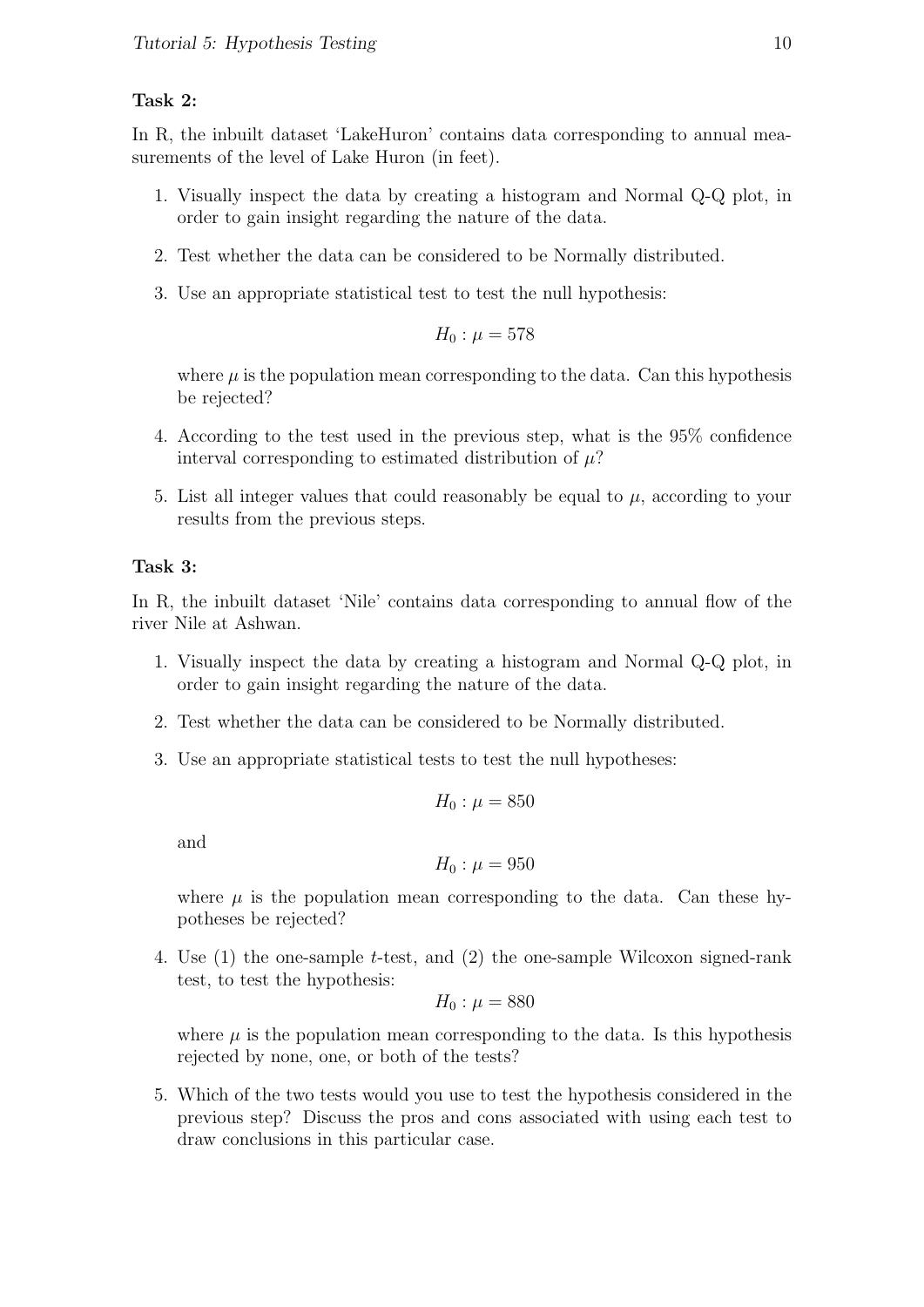**Task 2:**

In R, the inbuilt dataset 'LakeHuron' contains data corresponding to annual measurements of the level of Lake Huron (in feet).

1. Visually inspect the data by creating a histogram and Normal Q-Q plot, in order to gain insight regarding the nature of the data.
2. Test whether the data can be considered to be Normally distributed.
3. Use an appropriate statistical test to test the null hypothesis:

   $$H_0 : \mu = 578$$

   where $\mu$ is the population mean corresponding to the data. Can this hypothesis be rejected?
4. According to the test used in the previous step, what is the 95% confidence interval corresponding to estimated distribution of $\mu$?
5. List all integer values that could reasonably be equal to $\mu$, according to your results from the previous steps.

**Task 3:**

In R, the inbuilt dataset 'Nile' contains data corresponding to annual flow of the river Nile at Ashwan.

1. Visually inspect the data by creating a histogram and Normal Q-Q plot, in order to gain insight regarding the nature of the data.
2. Test whether the data can be considered to be Normally distributed.
3. Use an appropriate statistical tests to test the null hypotheses:

   $$H_0 : \mu = 850$$

   and

   $$H_0 : \mu = 950$$

   where $\mu$ is the population mean corresponding to the data. Can these hypotheses be rejected?
4. Use (1) the one-sample $t$-test, and (2) the one-sample Wilcoxon signed-rank test, to test the hypothesis:

   $$H_0 : \mu = 880$$

   where $\mu$ is the population mean corresponding to the data. Is this hypothesis rejected by none, one, or both of the tests?
5. Which of the two tests would you use to test the hypothesis considered in the previous step? Discuss the pros and cons associated with using each test to draw conclusions in this particular case.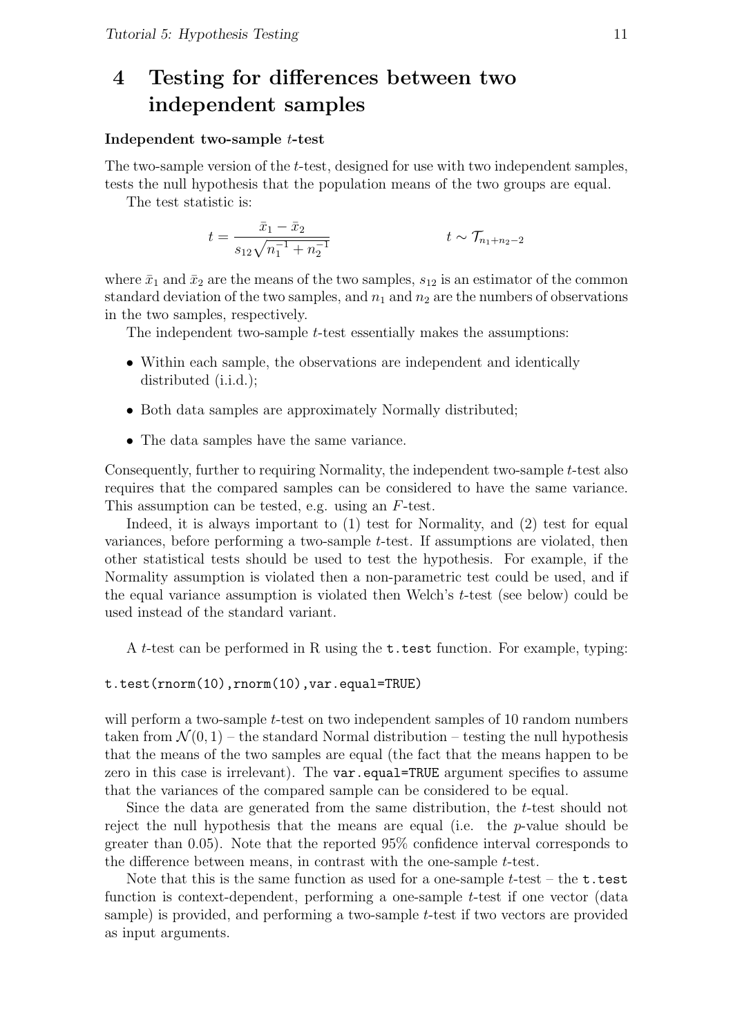# 4 Testing for differences between two independent samples

**Independent two-sample $t$-test**

The two-sample version of the $t$-test, designed for use with two independent samples, tests the null hypothesis that the population means of the two groups are equal.

The test statistic is:

$$t = \frac{\bar{x}_1 - \bar{x}_2}{s_{12}\sqrt{n_1^{-1} + n_2^{-1}}} \qquad\qquad t \sim \mathcal{T}_{n_1+n_2-2}$$

where $\bar{x}_1$ and $\bar{x}_2$ are the means of the two samples, $s_{12}$ is an estimator of the common standard deviation of the two samples, and $n_1$ and $n_2$ are the numbers of observations in the two samples, respectively.

The independent two-sample $t$-test essentially makes the assumptions:

- Within each sample, the observations are independent and identically distributed (i.i.d.);
- Both data samples are approximately Normally distributed;
- The data samples have the same variance.

Consequently, further to requiring Normality, the independent two-sample $t$-test also requires that the compared samples can be considered to have the same variance. This assumption can be tested, e.g. using an $F$-test.

Indeed, it is always important to (1) test for Normality, and (2) test for equal variances, before performing a two-sample $t$-test. If assumptions are violated, then other statistical tests should be used to test the hypothesis. For example, if the Normality assumption is violated then a non-parametric test could be used, and if the equal variance assumption is violated then Welch's $t$-test (see below) could be used instead of the standard variant.

A $t$-test can be performed in R using the `t.test` function. For example, typing:

```
t.test(rnorm(10),rnorm(10),var.equal=TRUE)
```

will perform a two-sample $t$-test on two independent samples of 10 random numbers taken from $\mathcal{N}(0, 1)$ – the standard Normal distribution – testing the null hypothesis that the means of the two samples are equal (the fact that the means happen to be zero in this case is irrelevant). The `var.equal=TRUE` argument specifies to assume that the variances of the compared sample can be considered to be equal.

Since the data are generated from the same distribution, the $t$-test should not reject the null hypothesis that the means are equal (i.e. the $p$-value should be greater than 0.05). Note that the reported 95% confidence interval corresponds to the difference between means, in contrast with the one-sample $t$-test.

Note that this is the same function as used for a one-sample $t$-test – the `t.test` function is context-dependent, performing a one-sample $t$-test if one vector (data sample) is provided, and performing a two-sample $t$-test if two vectors are provided as input arguments.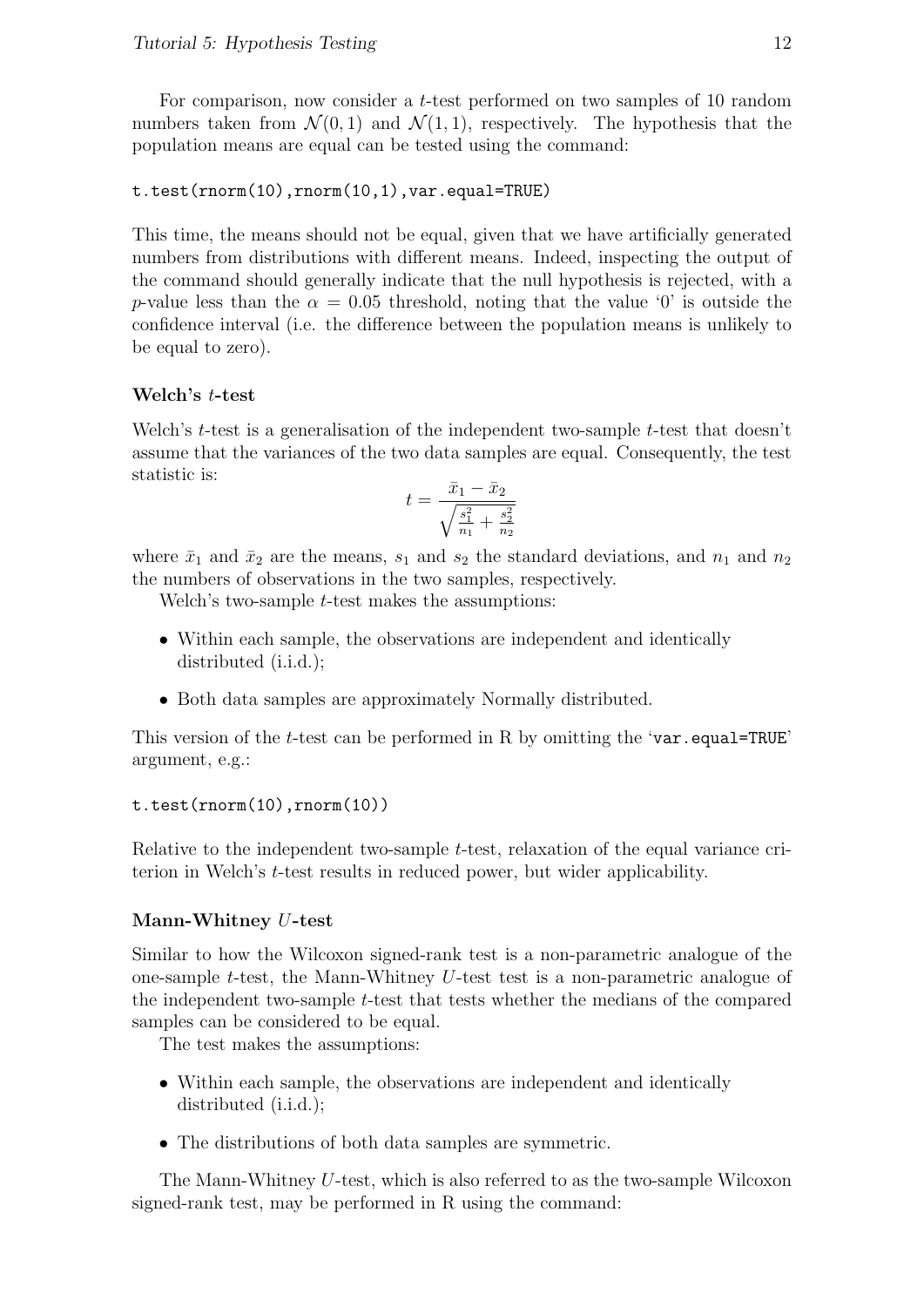For comparison, now consider a $t$-test performed on two samples of 10 random numbers taken from $\mathcal{N}(0,1)$ and $\mathcal{N}(1,1)$, respectively. The hypothesis that the population means are equal can be tested using the command:

```
t.test(rnorm(10),rnorm(10,1),var.equal=TRUE)
```

This time, the means should not be equal, given that we have artificially generated numbers from distributions with different means. Indeed, inspecting the output of the command should generally indicate that the null hypothesis is rejected, with a $p$-value less than the $\alpha = 0.05$ threshold, noting that the value '0' is outside the confidence interval (i.e. the difference between the population means is unlikely to be equal to zero).

#### Welch's $t$-test

Welch's $t$-test is a generalisation of the independent two-sample $t$-test that doesn't assume that the variances of the two data samples are equal. Consequently, the test statistic is:

$$t = \frac{\bar{x}_1 - \bar{x}_2}{\sqrt{\frac{s_1^2}{n_1} + \frac{s_2^2}{n_2}}}$$

where $\bar{x}_1$ and $\bar{x}_2$ are the means, $s_1$ and $s_2$ the standard deviations, and $n_1$ and $n_2$ the numbers of observations in the two samples, respectively.

Welch's two-sample $t$-test makes the assumptions:

- Within each sample, the observations are independent and identically distributed (i.i.d.);
- Both data samples are approximately Normally distributed.

This version of the $t$-test can be performed in R by omitting the 'var.equal=TRUE' argument, e.g.:

```
t.test(rnorm(10),rnorm(10))
```

Relative to the independent two-sample $t$-test, relaxation of the equal variance criterion in Welch's $t$-test results in reduced power, but wider applicability.

#### Mann-Whitney $U$-test

Similar to how the Wilcoxon signed-rank test is a non-parametric analogue of the one-sample $t$-test, the Mann-Whitney $U$-test test is a non-parametric analogue of the independent two-sample $t$-test that tests whether the medians of the compared samples can be considered to be equal.

The test makes the assumptions:

- Within each sample, the observations are independent and identically distributed (i.i.d.);
- The distributions of both data samples are symmetric.

The Mann-Whitney $U$-test, which is also referred to as the two-sample Wilcoxon signed-rank test, may be performed in R using the command: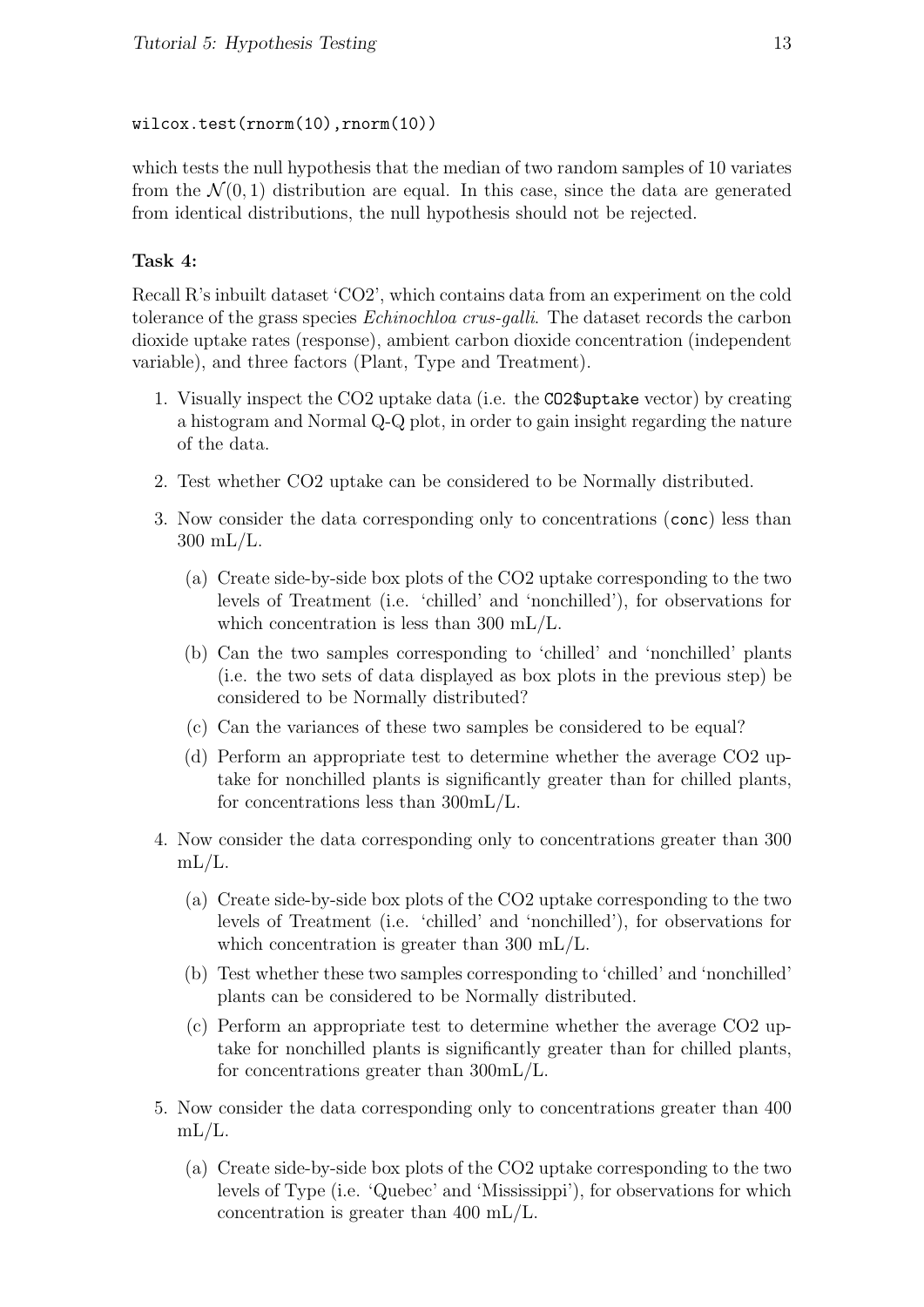```
wilcox.test(rnorm(10),rnorm(10))
```

which tests the null hypothesis that the median of two random samples of 10 variates from the $\mathcal{N}(0,1)$ distribution are equal. In this case, since the data are generated from identical distributions, the null hypothesis should not be rejected.

**Task 4:**

Recall R's inbuilt dataset 'CO2', which contains data from an experiment on the cold tolerance of the grass species *Echinochloa crus-galli*. The dataset records the carbon dioxide uptake rates (response), ambient carbon dioxide concentration (independent variable), and three factors (Plant, Type and Treatment).

1. Visually inspect the CO2 uptake data (i.e. the `CO2$uptake` vector) by creating a histogram and Normal Q-Q plot, in order to gain insight regarding the nature of the data.

2. Test whether CO2 uptake can be considered to be Normally distributed.

3. Now consider the data corresponding only to concentrations (`conc`) less than 300 mL/L.

   (a) Create side-by-side box plots of the CO2 uptake corresponding to the two levels of Treatment (i.e. 'chilled' and 'nonchilled'), for observations for which concentration is less than 300 mL/L.

   (b) Can the two samples corresponding to 'chilled' and 'nonchilled' plants (i.e. the two sets of data displayed as box plots in the previous step) be considered to be Normally distributed?

   (c) Can the variances of these two samples be considered to be equal?

   (d) Perform an appropriate test to determine whether the average CO2 uptake for nonchilled plants is significantly greater than for chilled plants, for concentrations less than 300mL/L.

4. Now consider the data corresponding only to concentrations greater than 300 mL/L.

   (a) Create side-by-side box plots of the CO2 uptake corresponding to the two levels of Treatment (i.e. 'chilled' and 'nonchilled'), for observations for which concentration is greater than 300 mL/L.

   (b) Test whether these two samples corresponding to 'chilled' and 'nonchilled' plants can be considered to be Normally distributed.

   (c) Perform an appropriate test to determine whether the average CO2 uptake for nonchilled plants is significantly greater than for chilled plants, for concentrations greater than 300mL/L.

5. Now consider the data corresponding only to concentrations greater than 400 mL/L.

   (a) Create side-by-side box plots of the CO2 uptake corresponding to the two levels of Type (i.e. 'Quebec' and 'Mississippi'), for observations for which concentration is greater than 400 mL/L.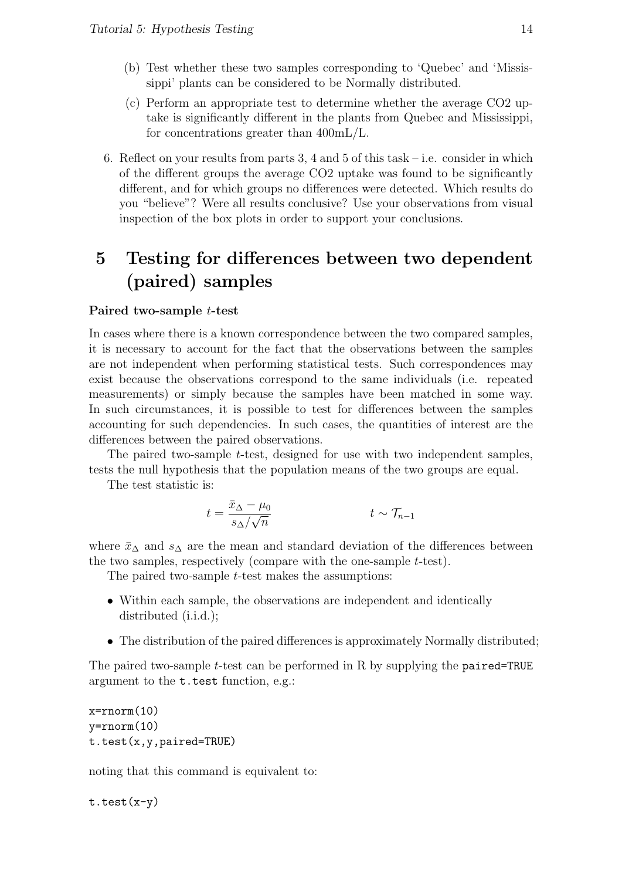(b) Test whether these two samples corresponding to 'Quebec' and 'Mississippi' plants can be considered to be Normally distributed.

(c) Perform an appropriate test to determine whether the average CO2 uptake is significantly different in the plants from Quebec and Mississippi, for concentrations greater than 400mL/L.

6. Reflect on your results from parts 3, 4 and 5 of this task – i.e. consider in which of the different groups the average CO2 uptake was found to be significantly different, and for which groups no differences were detected. Which results do you "believe"? Were all results conclusive? Use your observations from visual inspection of the box plots in order to support your conclusions.

# 5 Testing for differences between two dependent (paired) samples

**Paired two-sample $t$-test**

In cases where there is a known correspondence between the two compared samples, it is necessary to account for the fact that the observations between the samples are not independent when performing statistical tests. Such correspondences may exist because the observations correspond to the same individuals (i.e. repeated measurements) or simply because the samples have been matched in some way. In such circumstances, it is possible to test for differences between the samples accounting for such dependencies. In such cases, the quantities of interest are the differences between the paired observations.

The paired two-sample $t$-test, designed for use with two independent samples, tests the null hypothesis that the population means of the two groups are equal.

The test statistic is:

$$t = \frac{\bar{x}_\Delta - \mu_0}{s_\Delta/\sqrt{n}} \qquad\qquad t \sim \mathcal{T}_{n-1}$$

where $\bar{x}_\Delta$ and $s_\Delta$ are the mean and standard deviation of the differences between the two samples, respectively (compare with the one-sample $t$-test).

The paired two-sample $t$-test makes the assumptions:

- Within each sample, the observations are independent and identically distributed (i.i.d.);
- The distribution of the paired differences is approximately Normally distributed;

The paired two-sample $t$-test can be performed in R by supplying the `paired=TRUE` argument to the `t.test` function, e.g.:

```
x=rnorm(10)
y=rnorm(10)
t.test(x,y,paired=TRUE)
```

noting that this command is equivalent to:

```
t.test(x-y)
```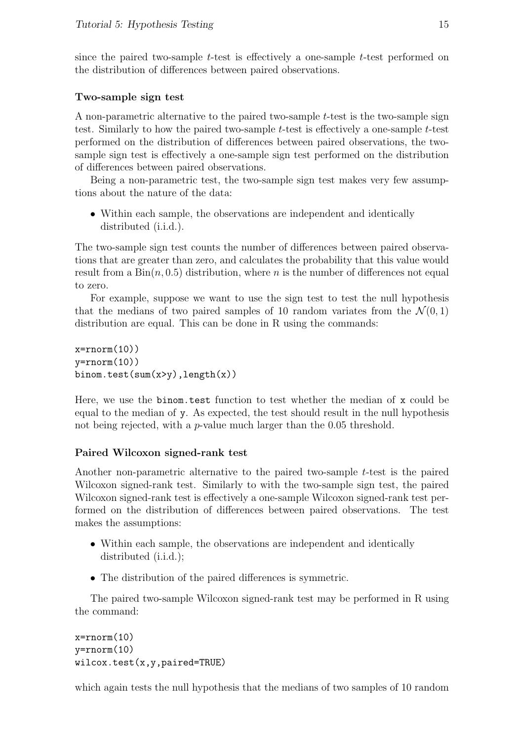since the paired two-sample $t$-test is effectively a one-sample $t$-test performed on the distribution of differences between paired observations.

### Two-sample sign test

A non-parametric alternative to the paired two-sample $t$-test is the two-sample sign test. Similarly to how the paired two-sample $t$-test is effectively a one-sample $t$-test performed on the distribution of differences between paired observations, the two-sample sign test is effectively a one-sample sign test performed on the distribution of differences between paired observations.

Being a non-parametric test, the two-sample sign test makes very few assumptions about the nature of the data:

- Within each sample, the observations are independent and identically distributed (i.i.d.).

The two-sample sign test counts the number of differences between paired observations that are greater than zero, and calculates the probability that this value would result from a $\text{Bin}(n, 0.5)$ distribution, where $n$ is the number of differences not equal to zero.

For example, suppose we want to use the sign test to test the null hypothesis that the medians of two paired samples of 10 random variates from the $\mathcal{N}(0, 1)$ distribution are equal. This can be done in R using the commands:

```
x=rnorm(10))
y=rnorm(10))
binom.test(sum(x>y),length(x))
```

Here, we use the `binom.test` function to test whether the median of `x` could be equal to the median of `y`. As expected, the test should result in the null hypothesis not being rejected, with a $p$-value much larger than the 0.05 threshold.

### Paired Wilcoxon signed-rank test

Another non-parametric alternative to the paired two-sample $t$-test is the paired Wilcoxon signed-rank test. Similarly to with the two-sample sign test, the paired Wilcoxon signed-rank test is effectively a one-sample Wilcoxon signed-rank test performed on the distribution of differences between paired observations. The test makes the assumptions:

- Within each sample, the observations are independent and identically distributed (i.i.d.);
- The distribution of the paired differences is symmetric.

The paired two-sample Wilcoxon signed-rank test may be performed in R using the command:

```
x=rnorm(10)
y=rnorm(10)
wilcox.test(x,y,paired=TRUE)
```

which again tests the null hypothesis that the medians of two samples of 10 random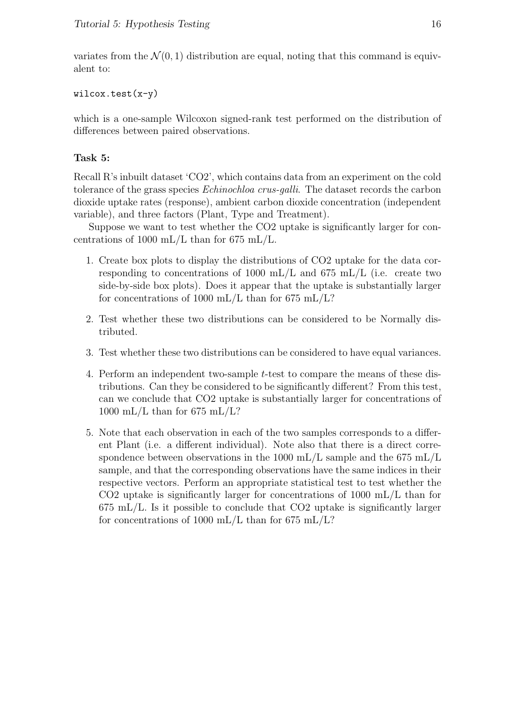variates from the $\mathcal{N}(0,1)$ distribution are equal, noting that this command is equivalent to:

```
wilcox.test(x-y)
```

which is a one-sample Wilcoxon signed-rank test performed on the distribution of differences between paired observations.

**Task 5:**

Recall R's inbuilt dataset 'CO2', which contains data from an experiment on the cold tolerance of the grass species *Echinochloa crus-galli*. The dataset records the carbon dioxide uptake rates (response), ambient carbon dioxide concentration (independent variable), and three factors (Plant, Type and Treatment).

Suppose we want to test whether the CO2 uptake is significantly larger for concentrations of 1000 mL/L than for 675 mL/L.

1. Create box plots to display the distributions of CO2 uptake for the data corresponding to concentrations of 1000 mL/L and 675 mL/L (i.e. create two side-by-side box plots). Does it appear that the uptake is substantially larger for concentrations of 1000 mL/L than for 675 mL/L?

2. Test whether these two distributions can be considered to be Normally distributed.

3. Test whether these two distributions can be considered to have equal variances.

4. Perform an independent two-sample $t$-test to compare the means of these distributions. Can they be considered to be significantly different? From this test, can we conclude that CO2 uptake is substantially larger for concentrations of 1000 mL/L than for 675 mL/L?

5. Note that each observation in each of the two samples corresponds to a different Plant (i.e. a different individual). Note also that there is a direct correspondence between observations in the 1000 mL/L sample and the 675 mL/L sample, and that the corresponding observations have the same indices in their respective vectors. Perform an appropriate statistical test to test whether the CO2 uptake is significantly larger for concentrations of 1000 mL/L than for 675 mL/L. Is it possible to conclude that CO2 uptake is significantly larger for concentrations of 1000 mL/L than for 675 mL/L?